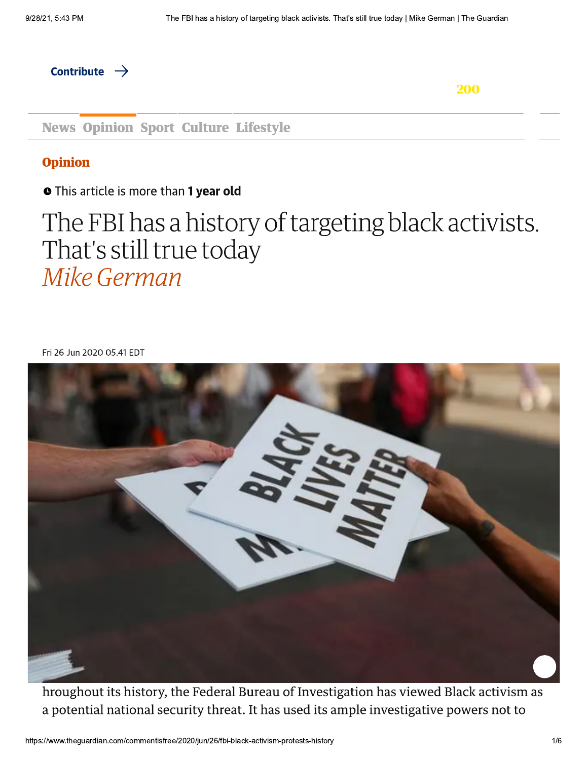Contribute →

News Opinion Sport Culture Lifestyle

Opinion

This article is more than **1 year old**

# The FBI has a history of targeting black activists. That's still true today

*Mike German*

Fri 26 Jun 2020 05.41 EDT

hroughout its history, the Federal Bureau of Investigation has viewed Black activism as a potential national security threat. It has used its ample investigative powers not to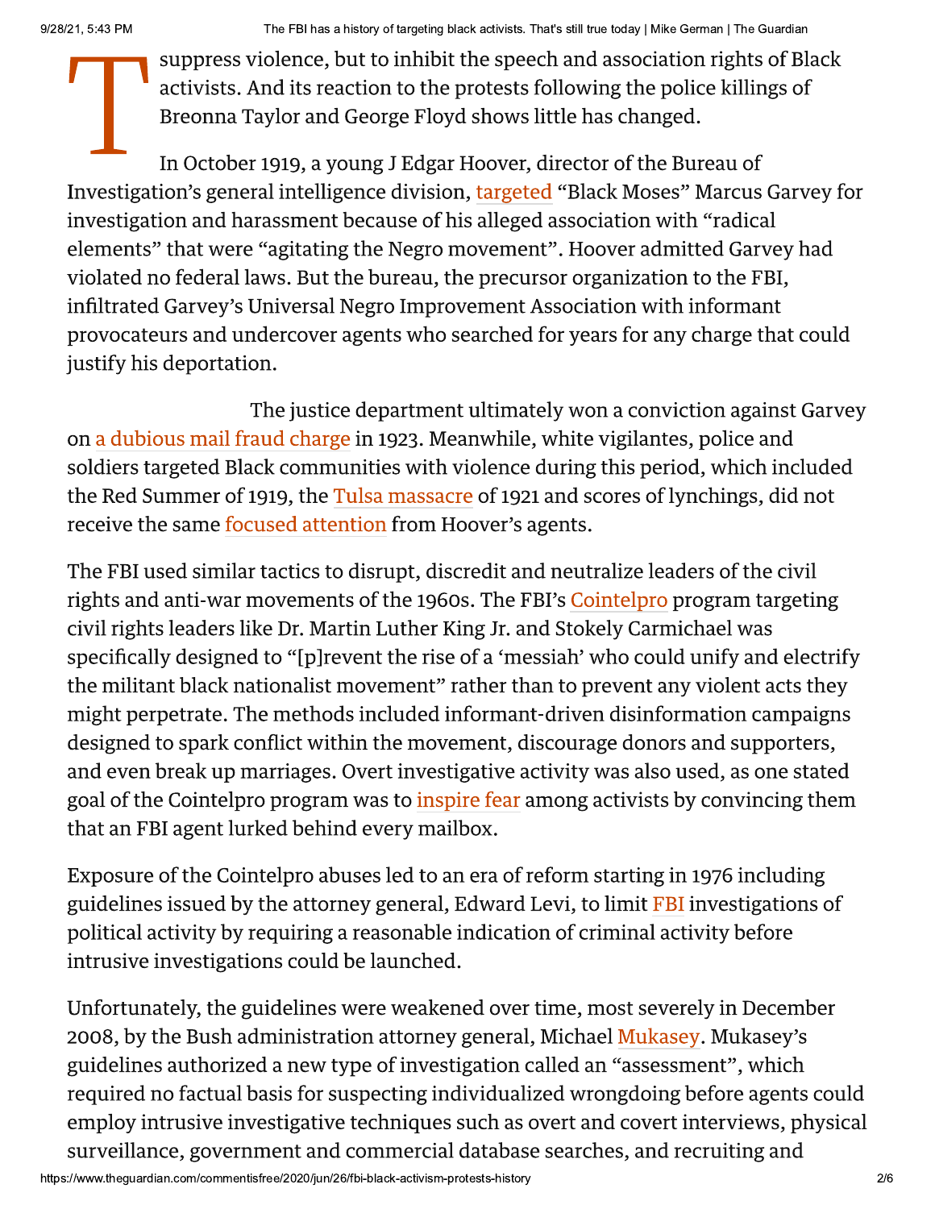T suppress violence, but to inhibit the speech and association rights of Black activists. And its reaction to the protests following the police killings of Breonna Taylor and George Floyd shows little has changed.

In October 1919, a young J Edgar Hoover, director of the Bureau of Investigation's general intelligence division, targeted "Black Moses" Marcus Garvey for investigation and harassment because of his alleged association with "radical elements" that were "agitating the Negro movement". Hoover admitted Garvey had violated no federal laws. But the bureau, the precursor organization to the FBI, infiltrated Garvey's Universal Negro Improvement Association with informant provocateurs and undercover agents who searched for years for any charge that could justify his deportation.

The justice department ultimately won a conviction against Garvey on a dubious mail fraud charge in 1923. Meanwhile, white vigilantes, police and soldiers targeted Black communities with violence during this period, which included the Red Summer of 1919, the Tulsa massacre of 1921 and scores of lynchings, did not receive the same focused attention from Hoover's agents.

The FBI used similar tactics to disrupt, discredit and neutralize leaders of the civil rights and anti-war movements of the 1960s. The FBI's Cointelpro program targeting civil rights leaders like Dr. Martin Luther King Jr. and Stokely Carmichael was specifically designed to "[p]revent the rise of a 'messiah' who could unify and electrify the militant black nationalist movement" rather than to prevent any violent acts they might perpetrate. The methods included informant-driven disinformation campaigns designed to spark conflict within the movement, discourage donors and supporters, and even break up marriages. Overt investigative activity was also used, as one stated goal of the Cointelpro program was to inspire fear among activists by convincing them that an FBI agent lurked behind every mailbox.

Exposure of the Cointelpro abuses led to an era of reform starting in 1976 including guidelines issued by the attorney general, Edward Levi, to limit FBI investigations of political activity by requiring a reasonable indication of criminal activity before intrusive investigations could be launched.

Unfortunately, the guidelines were weakened over time, most severely in December 2008, by the Bush administration attorney general, Michael Mukasey. Mukasey's guidelines authorized a new type of investigation called an "assessment", which required no factual basis for suspecting individualized wrongdoing before agents could employ intrusive investigative techniques such as overt and covert interviews, physical surveillance, government and commercial database searches, and recruiting and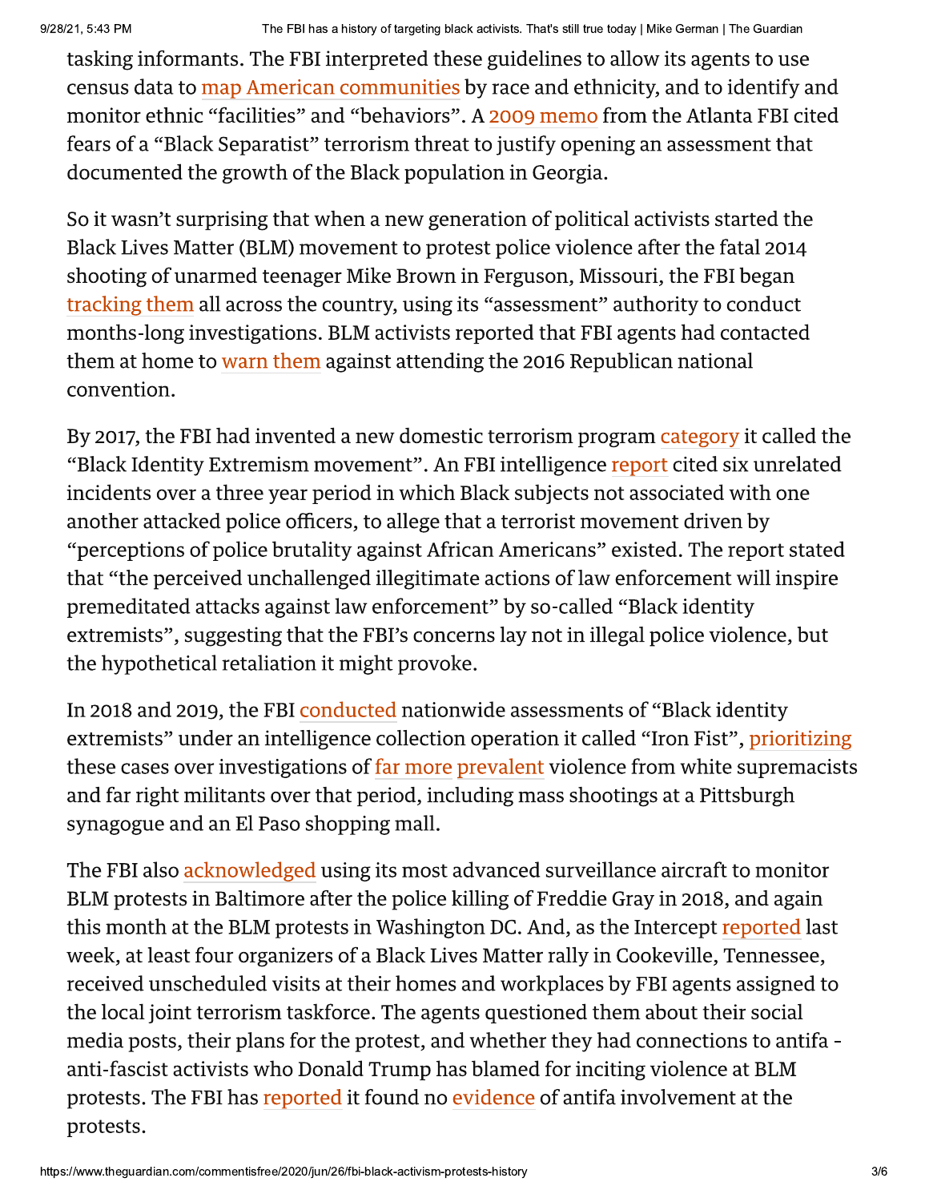tasking informants. The FBI interpreted these guidelines to allow its agents to use census data to map American communities by race and ethnicity, and to identify and monitor ethnic "facilities" and "behaviors". A 2009 memo from the Atlanta FBI cited fears of a "Black Separatist" terrorism threat to justify opening an assessment that documented the growth of the Black population in Georgia.

So it wasn't surprising that when a new generation of political activists started the Black Lives Matter (BLM) movement to protest police violence after the fatal 2014 shooting of unarmed teenager Mike Brown in Ferguson, Missouri, the FBI began tracking them all across the country, using its "assessment" authority to conduct months-long investigations. BLM activists reported that FBI agents had contacted them at home to warn them against attending the 2016 Republican national convention.

By 2017, the FBI had invented a new domestic terrorism program category it called the "Black Identity Extremism movement". An FBI intelligence report cited six unrelated incidents over a three year period in which Black subjects not associated with one another attacked police officers, to allege that a terrorist movement driven by "perceptions of police brutality against African Americans" existed. The report stated that "the perceived unchallenged illegitimate actions of law enforcement will inspire premeditated attacks against law enforcement" by so-called "Black identity extremists", suggesting that the FBI's concerns lay not in illegal police violence, but the hypothetical retaliation it might provoke.

In 2018 and 2019, the FBI conducted nationwide assessments of "Black identity extremists" under an intelligence collection operation it called "Iron Fist", prioritizing these cases over investigations of far more prevalent violence from white supremacists and far right militants over that period, including mass shootings at a Pittsburgh synagogue and an El Paso shopping mall.

The FBI also acknowledged using its most advanced surveillance aircraft to monitor BLM protests in Baltimore after the police killing of Freddie Gray in 2018, and again this month at the BLM protests in Washington DC. And, as the Intercept reported last week, at least four organizers of a Black Lives Matter rally in Cookeville, Tennessee, received unscheduled visits at their homes and workplaces by FBI agents assigned to the local joint terrorism taskforce. The agents questioned them about their social media posts, their plans for the protest, and whether they had connections to antifa - anti-fascist activists who Donald Trump has blamed for inciting violence at BLM protests. The FBI has reported it found no evidence of antifa involvement at the protests.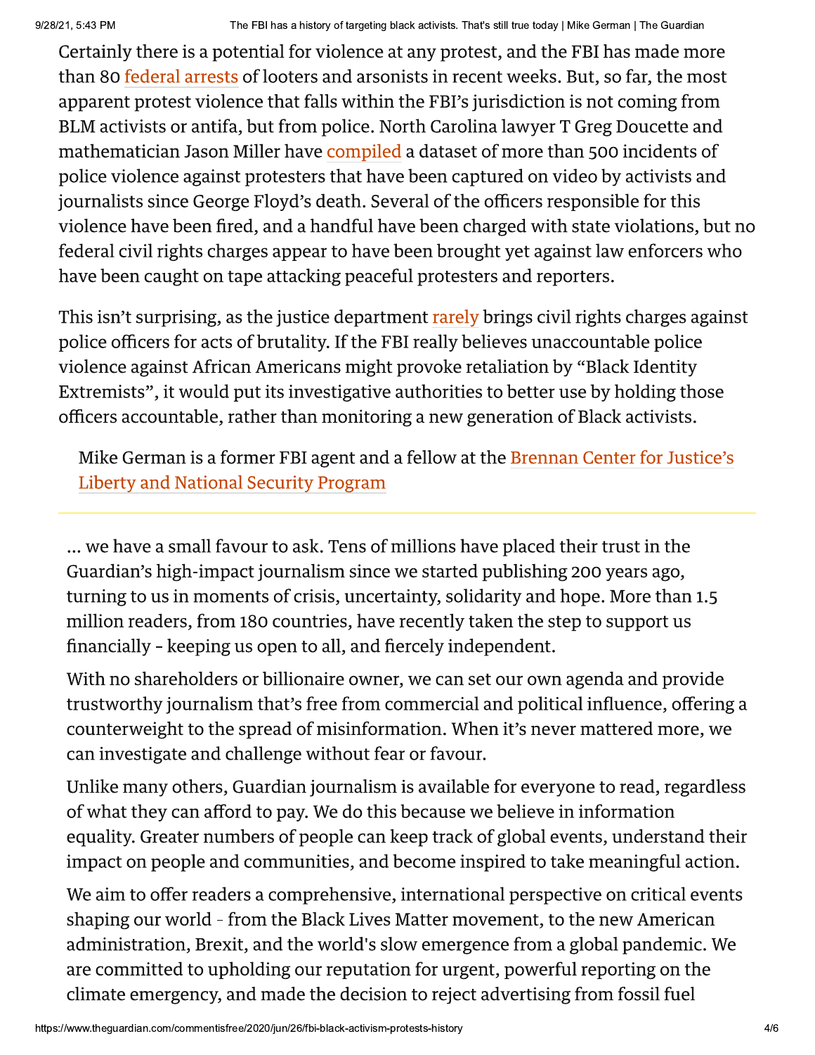Certainly there is a potential for violence at any protest, and the FBI has made more than 80 federal arrests of looters and arsonists in recent weeks. But, so far, the most apparent protest violence that falls within the FBI's jurisdiction is not coming from BLM activists or antifa, but from police. North Carolina lawyer T Greg Doucette and mathematician Jason Miller have compiled a dataset of more than 500 incidents of police violence against protesters that have been captured on video by activists and journalists since George Floyd's death. Several of the officers responsible for this violence have been fired, and a handful have been charged with state violations, but no federal civil rights charges appear to have been brought yet against law enforcers who have been caught on tape attacking peaceful protesters and reporters.

This isn't surprising, as the justice department rarely brings civil rights charges against police officers for acts of brutality. If the FBI really believes unaccountable police violence against African Americans might provoke retaliation by "Black Identity Extremists", it would put its investigative authorities to better use by holding those officers accountable, rather than monitoring a new generation of Black activists.

> Mike German is a former FBI agent and a fellow at the Brennan Center for Justice's Liberty and National Security Program

---

... we have a small favour to ask. Tens of millions have placed their trust in the Guardian's high-impact journalism since we started publishing 200 years ago, turning to us in moments of crisis, uncertainty, solidarity and hope. More than 1.5 million readers, from 180 countries, have recently taken the step to support us financially – keeping us open to all, and fiercely independent.

With no shareholders or billionaire owner, we can set our own agenda and provide trustworthy journalism that's free from commercial and political influence, offering a counterweight to the spread of misinformation. When it's never mattered more, we can investigate and challenge without fear or favour.

Unlike many others, Guardian journalism is available for everyone to read, regardless of what they can afford to pay. We do this because we believe in information equality. Greater numbers of people can keep track of global events, understand their impact on people and communities, and become inspired to take meaningful action.

We aim to offer readers a comprehensive, international perspective on critical events shaping our world – from the Black Lives Matter movement, to the new American administration, Brexit, and the world's slow emergence from a global pandemic. We are committed to upholding our reputation for urgent, powerful reporting on the climate emergency, and made the decision to reject advertising from fossil fuel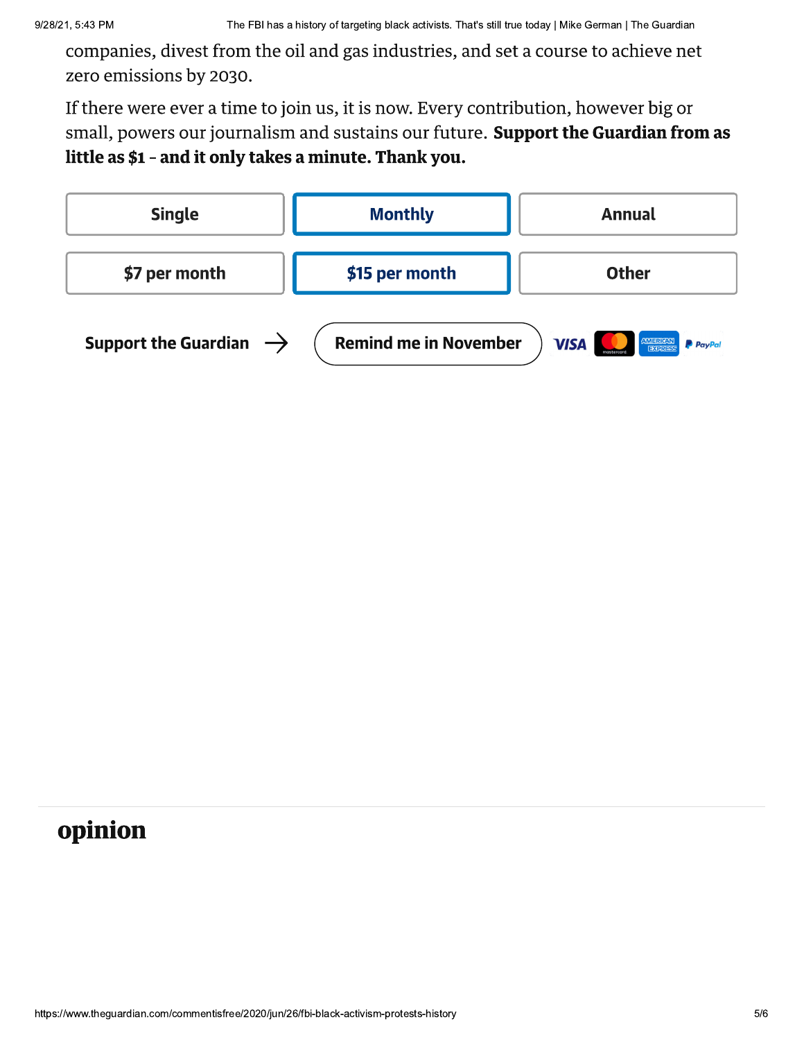companies, divest from the oil and gas industries, and set a course to achieve net zero emissions by 2030.

If there were ever a time to join us, it is now. Every contribution, however big or small, powers our journalism and sustains our future. **Support the Guardian from as little as $1 – and it only takes a minute. Thank you.**

Single

Monthly

Annual

$7 per month

$15 per month

Other

Support the Guardian →

Remind me in November

VISA Mastercard American Express PayPal

opinion